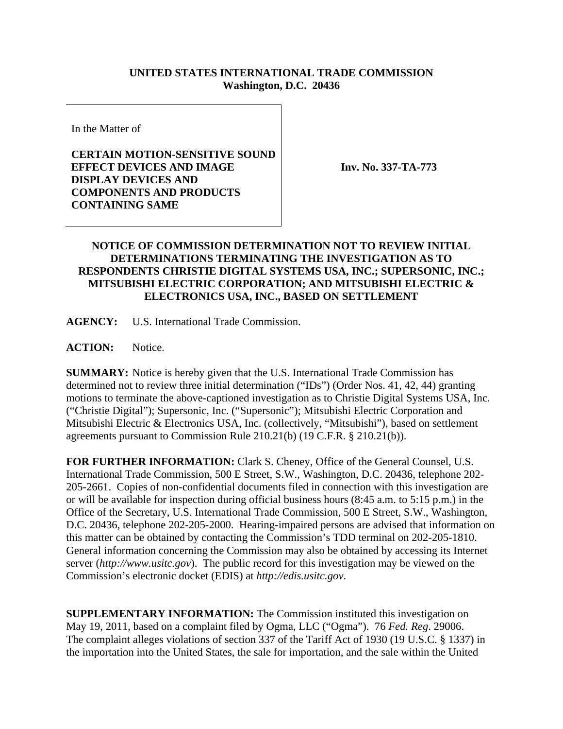**UNITED STATES INTERNATIONAL TRADE COMMISSION**
**Washington, D.C. 20436**

In the Matter of

**CERTAIN MOTION-SENSITIVE SOUND EFFECT DEVICES AND IMAGE DISPLAY DEVICES AND COMPONENTS AND PRODUCTS CONTAINING SAME**

**Inv. No. 337-TA-773**

## NOTICE OF COMMISSION DETERMINATION NOT TO REVIEW INITIAL DETERMINATIONS TERMINATING THE INVESTIGATION AS TO RESPONDENTS CHRISTIE DIGITAL SYSTEMS USA, INC.; SUPERSONIC, INC.; MITSUBISHI ELECTRIC CORPORATION; AND MITSUBISHI ELECTRIC & ELECTRONICS USA, INC., BASED ON SETTLEMENT

**AGENCY:** U.S. International Trade Commission.

**ACTION:** Notice.

**SUMMARY:** Notice is hereby given that the U.S. International Trade Commission has determined not to review three initial determination ("IDs") (Order Nos. 41, 42, 44) granting motions to terminate the above-captioned investigation as to Christie Digital Systems USA, Inc. ("Christie Digital"); Supersonic, Inc. ("Supersonic"); Mitsubishi Electric Corporation and Mitsubishi Electric & Electronics USA, Inc. (collectively, "Mitsubishi"), based on settlement agreements pursuant to Commission Rule 210.21(b) (19 C.F.R. § 210.21(b)).

**FOR FURTHER INFORMATION:** Clark S. Cheney, Office of the General Counsel, U.S. International Trade Commission, 500 E Street, S.W., Washington, D.C. 20436, telephone 202-205-2661. Copies of non-confidential documents filed in connection with this investigation are or will be available for inspection during official business hours (8:45 a.m. to 5:15 p.m.) in the Office of the Secretary, U.S. International Trade Commission, 500 E Street, S.W., Washington, D.C. 20436, telephone 202-205-2000. Hearing-impaired persons are advised that information on this matter can be obtained by contacting the Commission's TDD terminal on 202-205-1810. General information concerning the Commission may also be obtained by accessing its Internet server (*http://www.usitc.gov*). The public record for this investigation may be viewed on the Commission's electronic docket (EDIS) at *http://edis.usitc.gov*.

**SUPPLEMENTARY INFORMATION:** The Commission instituted this investigation on May 19, 2011, based on a complaint filed by Ogma, LLC ("Ogma"). 76 *Fed. Reg*. 29006. The complaint alleges violations of section 337 of the Tariff Act of 1930 (19 U.S.C. § 1337) in the importation into the United States, the sale for importation, and the sale within the United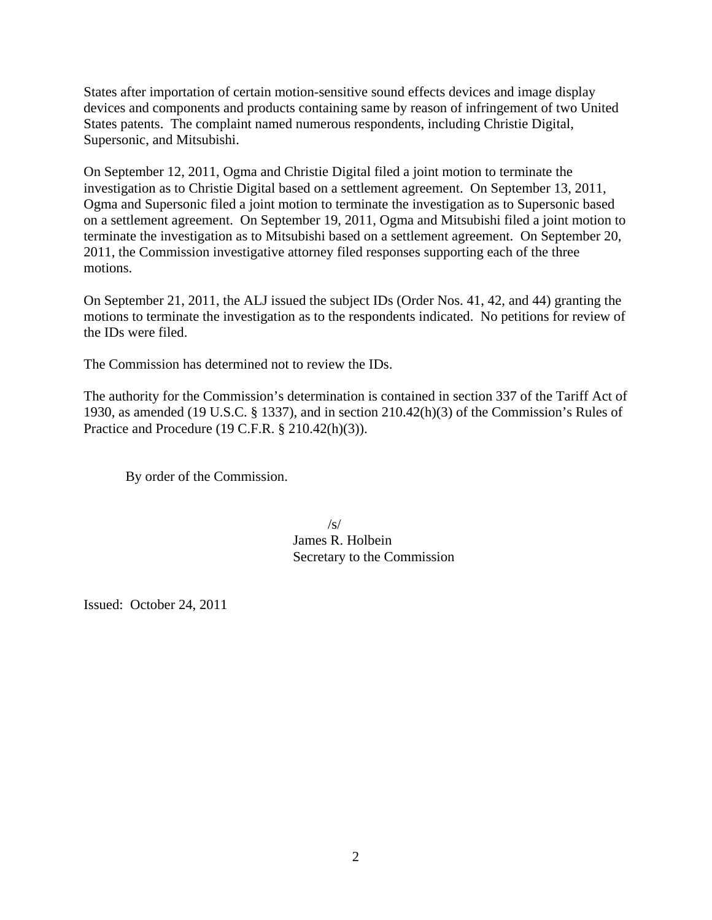States after importation of certain motion-sensitive sound effects devices and image display devices and components and products containing same by reason of infringement of two United States patents. The complaint named numerous respondents, including Christie Digital, Supersonic, and Mitsubishi.

On September 12, 2011, Ogma and Christie Digital filed a joint motion to terminate the investigation as to Christie Digital based on a settlement agreement. On September 13, 2011, Ogma and Supersonic filed a joint motion to terminate the investigation as to Supersonic based on a settlement agreement. On September 19, 2011, Ogma and Mitsubishi filed a joint motion to terminate the investigation as to Mitsubishi based on a settlement agreement. On September 20, 2011, the Commission investigative attorney filed responses supporting each of the three motions.

On September 21, 2011, the ALJ issued the subject IDs (Order Nos. 41, 42, and 44) granting the motions to terminate the investigation as to the respondents indicated. No petitions for review of the IDs were filed.

The Commission has determined not to review the IDs.

The authority for the Commission's determination is contained in section 337 of the Tariff Act of 1930, as amended (19 U.S.C. § 1337), and in section 210.42(h)(3) of the Commission's Rules of Practice and Procedure (19 C.F.R. § 210.42(h)(3)).

By order of the Commission.

/s/
James R. Holbein
Secretary to the Commission

Issued: October 24, 2011